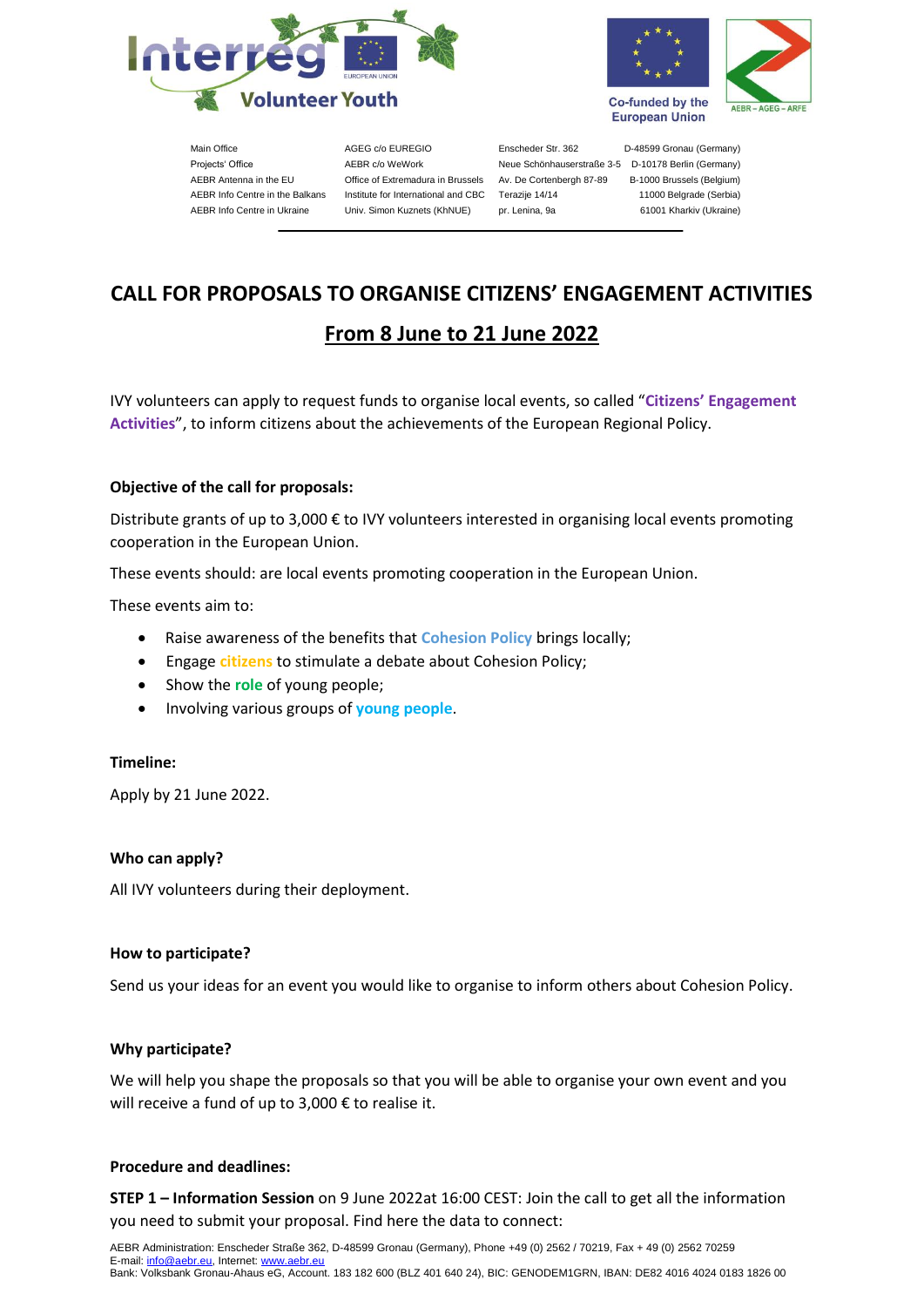Main Office | AGEG c/o EUREGIO | Enscheder Str. 362 | D-48599 Gronau (Germany)
Projects' Office | AEBR c/o WeWork | Neue Schönhauserstraße 3-5 | D-10178 Berlin (Germany)
AEBR Antenna in the EU | Office of Extremadura in Brussels | Av. De Cortenbergh 87-89 | B-1000 Brussels (Belgium)
AEBR Info Centre in the Balkans | Institute for International and CBC | Terazije 14/14 | 11000 Belgrade (Serbia)
AEBR Info Centre in Ukraine | Univ. Simon Kuznets (KhNUE) | pr. Lenina, 9a | 61001 Kharkiv (Ukraine)

# CALL FOR PROPOSALS TO ORGANISE CITIZENS' ENGAGEMENT ACTIVITIES

## From 8 June to 21 June 2022

IVY volunteers can apply to request funds to organise local events, so called "**Citizens' Engagement Activities**", to inform citizens about the achievements of the European Regional Policy.

**Objective of the call for proposals:**

Distribute grants of up to 3,000 € to IVY volunteers interested in organising local events promoting cooperation in the European Union.

These events should: are local events promoting cooperation in the European Union.

These events aim to:

- Raise awareness of the benefits that **Cohesion Policy** brings locally;
- Engage **citizens** to stimulate a debate about Cohesion Policy;
- Show the **role** of young people;
- Involving various groups of **young people**.

**Timeline:**

Apply by 21 June 2022.

**Who can apply?**

All IVY volunteers during their deployment.

**How to participate?**

Send us your ideas for an event you would like to organise to inform others about Cohesion Policy.

**Why participate?**

We will help you shape the proposals so that you will be able to organise your own event and you will receive a fund of up to 3,000 € to realise it.

**Procedure and deadlines:**

**STEP 1 – Information Session** on 9 June 2022at 16:00 CEST: Join the call to get all the information you need to submit your proposal. Find here the data to connect:

AEBR Administration: Enscheder Straße 362, D-48599 Gronau (Germany), Phone +49 (0) 2562 / 70219, Fax + 49 (0) 2562 70259
E-mail: info@aebr.eu, Internet: www.aebr.eu
Bank: Volksbank Gronau-Ahaus eG, Account. 183 182 600 (BLZ 401 640 24), BIC: GENODEM1GRN, IBAN: DE82 4016 4024 0183 1826 00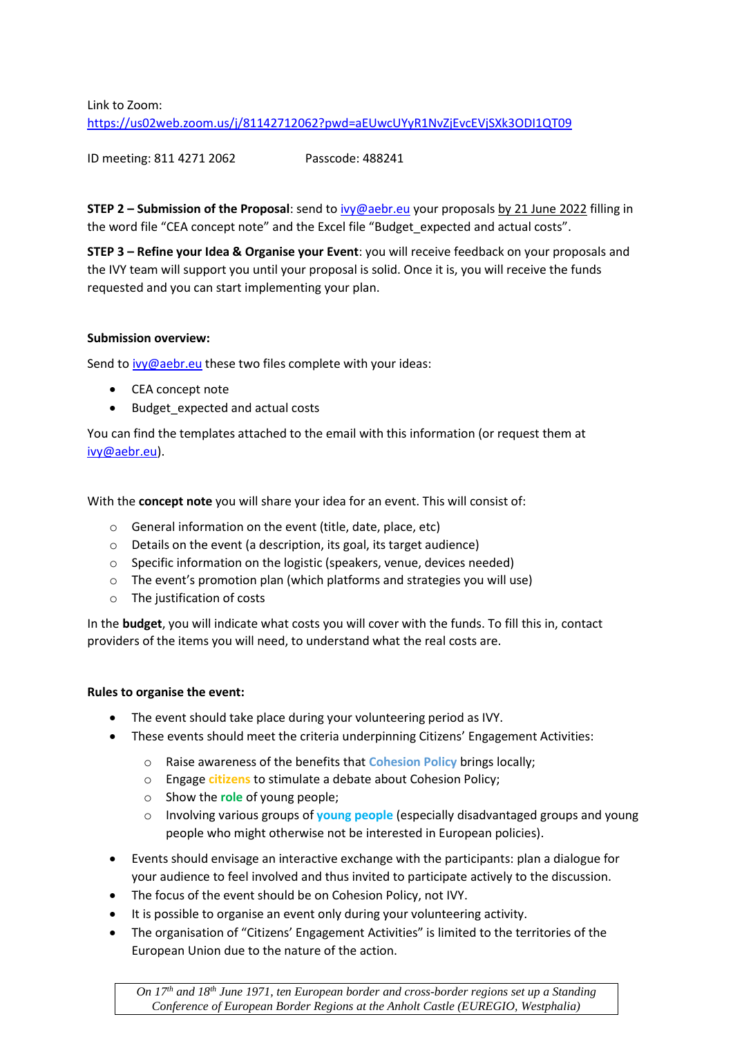Link to Zoom:
https://us02web.zoom.us/j/81142712062?pwd=aEUwcUYyR1NvZjEvcEVjSXk3ODI1QT09

ID meeting: 811 4271 2062 Passcode: 488241

**STEP 2 – Submission of the Proposal**: send to ivy@aebr.eu your proposals by 21 June 2022 filling in the word file "CEA concept note" and the Excel file "Budget_expected and actual costs".

**STEP 3 – Refine your Idea & Organise your Event**: you will receive feedback on your proposals and the IVY team will support you until your proposal is solid. Once it is, you will receive the funds requested and you can start implementing your plan.

**Submission overview:**

Send to ivy@aebr.eu these two files complete with your ideas:

- CEA concept note
- Budget_expected and actual costs

You can find the templates attached to the email with this information (or request them at ivy@aebr.eu).

With the **concept note** you will share your idea for an event. This will consist of:

- General information on the event (title, date, place, etc)
- Details on the event (a description, its goal, its target audience)
- Specific information on the logistic (speakers, venue, devices needed)
- The event's promotion plan (which platforms and strategies you will use)
- The justification of costs

In the **budget**, you will indicate what costs you will cover with the funds. To fill this in, contact providers of the items you will need, to understand what the real costs are.

**Rules to organise the event:**

- The event should take place during your volunteering period as IVY.
- These events should meet the criteria underpinning Citizens' Engagement Activities:
  - Raise awareness of the benefits that **Cohesion Policy** brings locally;
  - Engage **citizens** to stimulate a debate about Cohesion Policy;
  - Show the **role** of young people;
  - Involving various groups of **young people** (especially disadvantaged groups and young people who might otherwise not be interested in European policies).
- Events should envisage an interactive exchange with the participants: plan a dialogue for your audience to feel involved and thus invited to participate actively to the discussion.
- The focus of the event should be on Cohesion Policy, not IVY.
- It is possible to organise an event only during your volunteering activity.
- The organisation of "Citizens' Engagement Activities" is limited to the territories of the European Union due to the nature of the action.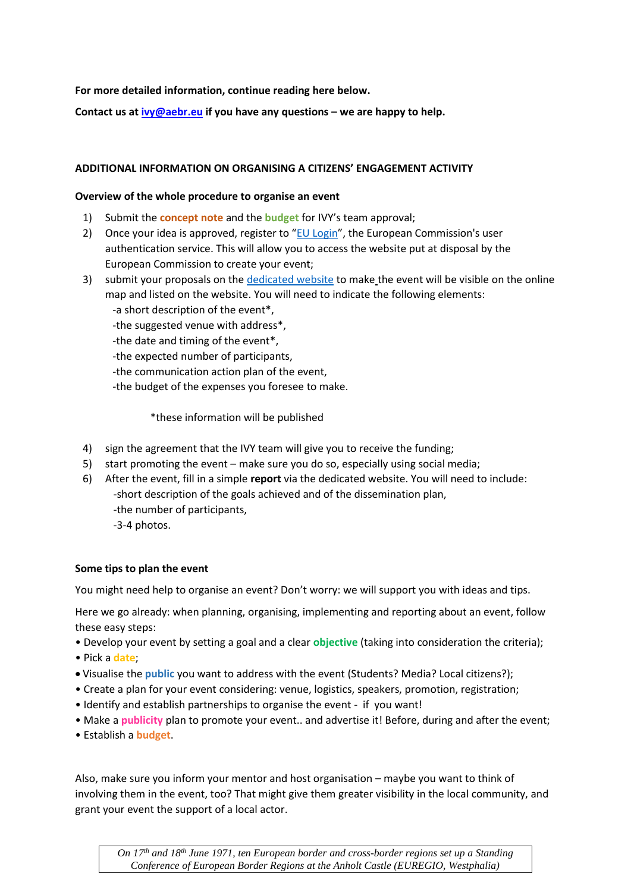**For more detailed information, continue reading here below.**

**Contact us at ivy@aebr.eu if you have any questions – we are happy to help.**

**ADDITIONAL INFORMATION ON ORGANISING A CITIZENS' ENGAGEMENT ACTIVITY**

**Overview of the whole procedure to organise an event**

1) Submit the **concept note** and the **budget** for IVY's team approval;
2) Once your idea is approved, register to "EU Login", the European Commission's user authentication service. This will allow you to access the website put at disposal by the European Commission to create your event;
3) submit your proposals on the dedicated website to make the event will be visible on the online map and listed on the website. You will need to indicate the following elements:
   -a short description of the event*,
   -the suggested venue with address*,
   -the date and timing of the event*,
   -the expected number of participants,
   -the communication action plan of the event,
   -the budget of the expenses you foresee to make.

   *these information will be published

4) sign the agreement that the IVY team will give you to receive the funding;
5) start promoting the event – make sure you do so, especially using social media;
6) After the event, fill in a simple **report** via the dedicated website. You will need to include:
   -short description of the goals achieved and of the dissemination plan,
   -the number of participants,
   -3-4 photos.

**Some tips to plan the event**

You might need help to organise an event? Don't worry: we will support you with ideas and tips.

Here we go already: when planning, organising, implementing and reporting about an event, follow these easy steps:

- Develop your event by setting a goal and a clear **objective** (taking into consideration the criteria);
- Pick a **date**;
- Visualise the **public** you want to address with the event (Students? Media? Local citizens?);
- Create a plan for your event considering: venue, logistics, speakers, promotion, registration;
- Identify and establish partnerships to organise the event - if you want!
- Make a **publicity** plan to promote your event.. and advertise it! Before, during and after the event;
- Establish a **budget**.

Also, make sure you inform your mentor and host organisation – maybe you want to think of involving them in the event, too? That might give them greater visibility in the local community, and grant your event the support of a local actor.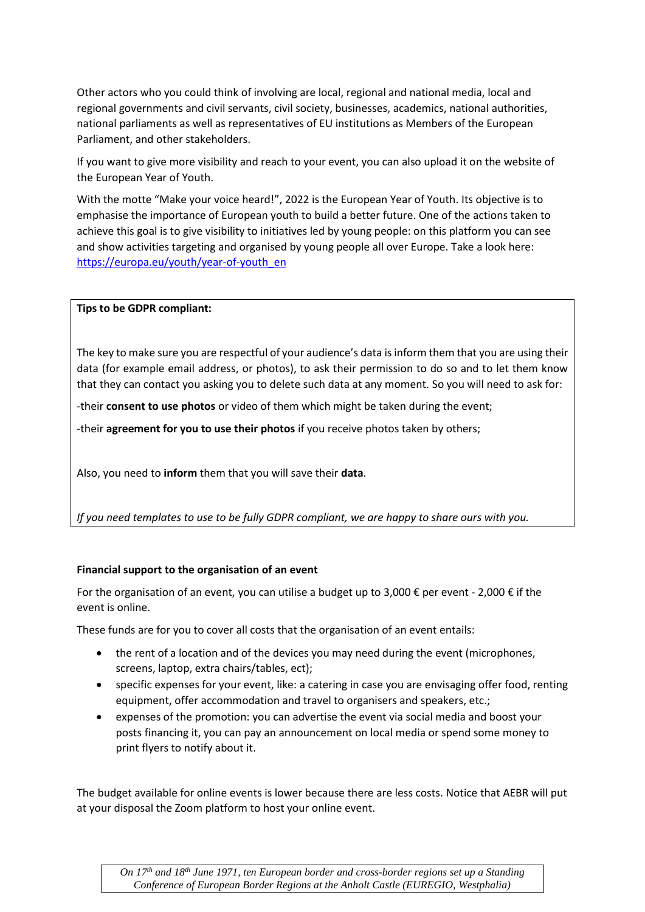Other actors who you could think of involving are local, regional and national media, local and regional governments and civil servants, civil society, businesses, academics, national authorities, national parliaments as well as representatives of EU institutions as Members of the European Parliament, and other stakeholders.

If you want to give more visibility and reach to your event, you can also upload it on the website of the European Year of Youth.

With the motte "Make your voice heard!", 2022 is the European Year of Youth. Its objective is to emphasise the importance of European youth to build a better future. One of the actions taken to achieve this goal is to give visibility to initiatives led by young people: on this platform you can see and show activities targeting and organised by young people all over Europe. Take a look here: [https://europa.eu/youth/year-of-youth_en](https://europa.eu/youth/year-of-youth_en)

**Tips to be GDPR compliant:**

The key to make sure you are respectful of your audience's data is inform them that you are using their data (for example email address, or photos), to ask their permission to do so and to let them know that they can contact you asking you to delete such data at any moment. So you will need to ask for:

-their **consent to use photos** or video of them which might be taken during the event;

-their **agreement for you to use their photos** if you receive photos taken by others;

Also, you need to **inform** them that you will save their **data**.

*If you need templates to use to be fully GDPR compliant, we are happy to share ours with you.*

**Financial support to the organisation of an event**

For the organisation of an event, you can utilise a budget up to 3,000 € per event - 2,000 € if the event is online.

These funds are for you to cover all costs that the organisation of an event entails:

- the rent of a location and of the devices you may need during the event (microphones, screens, laptop, extra chairs/tables, ect);
- specific expenses for your event, like: a catering in case you are envisaging offer food, renting equipment, offer accommodation and travel to organisers and speakers, etc.;
- expenses of the promotion: you can advertise the event via social media and boost your posts financing it, you can pay an announcement on local media or spend some money to print flyers to notify about it.

The budget available for online events is lower because there are less costs. Notice that AEBR will put at your disposal the Zoom platform to host your online event.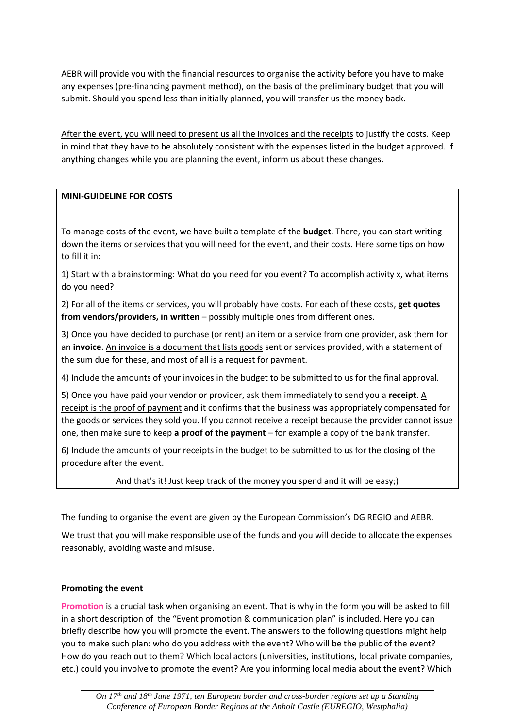AEBR will provide you with the financial resources to organise the activity before you have to make any expenses (pre-financing payment method), on the basis of the preliminary budget that you will submit. Should you spend less than initially planned, you will transfer us the money back.

After the event, you will need to present us all the invoices and the receipts to justify the costs. Keep in mind that they have to be absolutely consistent with the expenses listed in the budget approved. If anything changes while you are planning the event, inform us about these changes.

**MINI-GUIDELINE FOR COSTS**

To manage costs of the event, we have built a template of the **budget**. There, you can start writing down the items or services that you will need for the event, and their costs. Here some tips on how to fill it in:

1) Start with a brainstorming: What do you need for you event? To accomplish activity x, what items do you need?

2) For all of the items or services, you will probably have costs. For each of these costs, **get quotes from vendors/providers, in written** – possibly multiple ones from different ones.

3) Once you have decided to purchase (or rent) an item or a service from one provider, ask them for an **invoice**. An invoice is a document that lists goods sent or services provided, with a statement of the sum due for these, and most of all is a request for payment.

4) Include the amounts of your invoices in the budget to be submitted to us for the final approval.

5) Once you have paid your vendor or provider, ask them immediately to send you a **receipt**. A receipt is the proof of payment and it confirms that the business was appropriately compensated for the goods or services they sold you. If you cannot receive a receipt because the provider cannot issue one, then make sure to keep **a proof of the payment** – for example a copy of the bank transfer.

6) Include the amounts of your receipts in the budget to be submitted to us for the closing of the procedure after the event.

And that's it! Just keep track of the money you spend and it will be easy;)

The funding to organise the event are given by the European Commission's DG REGIO and AEBR.

We trust that you will make responsible use of the funds and you will decide to allocate the expenses reasonably, avoiding waste and misuse.

**Promoting the event**

**Promotion** is a crucial task when organising an event. That is why in the form you will be asked to fill in a short description of the "Event promotion & communication plan" is included. Here you can briefly describe how you will promote the event. The answers to the following questions might help you to make such plan: who do you address with the event? Who will be the public of the event? How do you reach out to them? Which local actors (universities, institutions, local private companies, etc.) could you involve to promote the event? Are you informing local media about the event? Which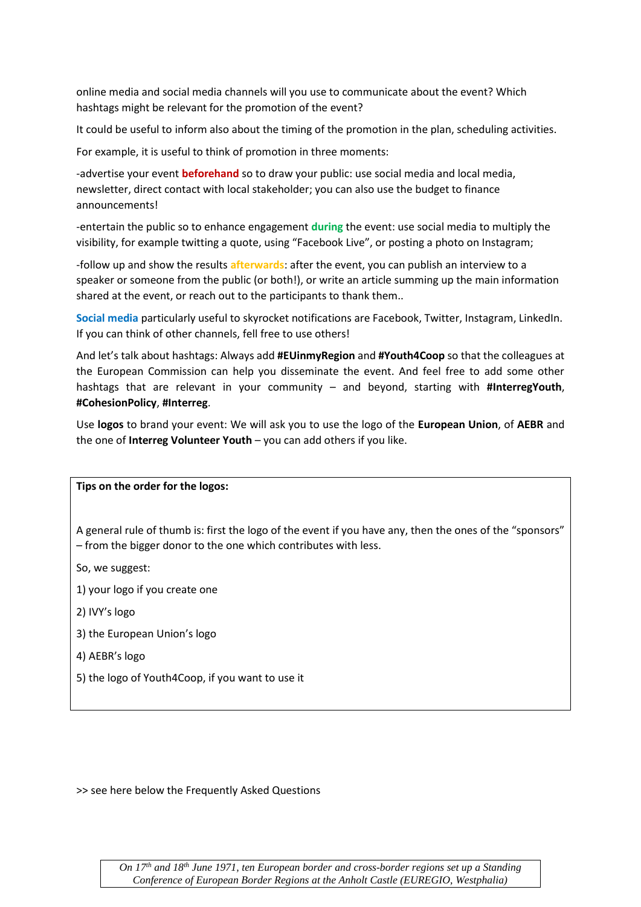online media and social media channels will you use to communicate about the event? Which hashtags might be relevant for the promotion of the event?

It could be useful to inform also about the timing of the promotion in the plan, scheduling activities.

For example, it is useful to think of promotion in three moments:

-advertise your event **beforehand** so to draw your public: use social media and local media, newsletter, direct contact with local stakeholder; you can also use the budget to finance announcements!

-entertain the public so to enhance engagement **during** the event: use social media to multiply the visibility, for example twitting a quote, using "Facebook Live", or posting a photo on Instagram;

-follow up and show the results **afterwards**: after the event, you can publish an interview to a speaker or someone from the public (or both!), or write an article summing up the main information shared at the event, or reach out to the participants to thank them..

**Social media** particularly useful to skyrocket notifications are Facebook, Twitter, Instagram, LinkedIn. If you can think of other channels, fell free to use others!

And let's talk about hashtags: Always add **#EUinmyRegion** and **#Youth4Coop** so that the colleagues at the European Commission can help you disseminate the event. And feel free to add some other hashtags that are relevant in your community – and beyond, starting with **#InterregYouth**, **#CohesionPolicy**, **#Interreg**.

Use **logos** to brand your event: We will ask you to use the logo of the **European Union**, of **AEBR** and the one of **Interreg Volunteer Youth** – you can add others if you like.

**Tips on the order for the logos:**

A general rule of thumb is: first the logo of the event if you have any, then the ones of the "sponsors" – from the bigger donor to the one which contributes with less.

So, we suggest:

1) your logo if you create one

2) IVY's logo

3) the European Union's logo

4) AEBR's logo

5) the logo of Youth4Coop, if you want to use it

>> see here below the Frequently Asked Questions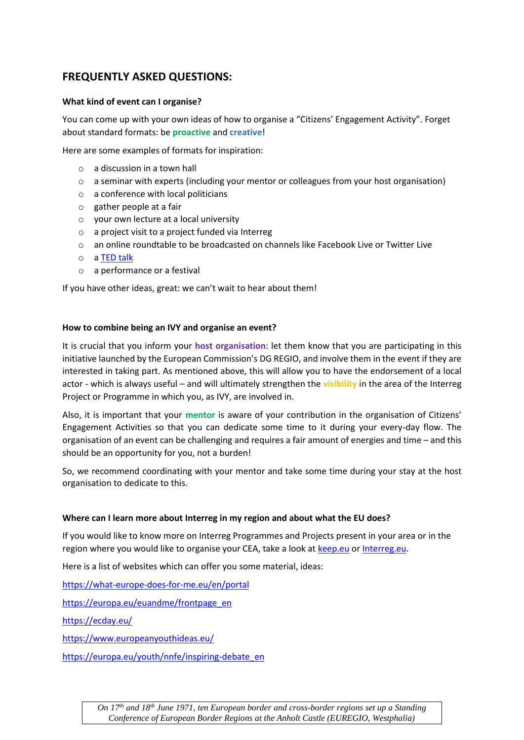## FREQUENTLY ASKED QUESTIONS:

**What kind of event can I organise?**

You can come up with your own ideas of how to organise a "Citizens' Engagement Activity". Forget about standard formats: be **proactive** and **creative**!

Here are some examples of formats for inspiration:

- a discussion in a town hall
- a seminar with experts (including your mentor or colleagues from your host organisation)
- a conference with local politicians
- gather people at a fair
- your own lecture at a local university
- a project visit to a project funded via Interreg
- an online roundtable to be broadcasted on channels like Facebook Live or Twitter Live
- a TED talk
- a performance or a festival

If you have other ideas, great: we can't wait to hear about them!

**How to combine being an IVY and organise an event?**

It is crucial that you inform your **host organisation**: let them know that you are participating in this initiative launched by the European Commission's DG REGIO, and involve them in the event if they are interested in taking part. As mentioned above, this will allow you to have the endorsement of a local actor - which is always useful – and will ultimately strengthen the **visibility** in the area of the Interreg Project or Programme in which you, as IVY, are involved in.

Also, it is important that your **mentor** is aware of your contribution in the organisation of Citizens' Engagement Activities so that you can dedicate some time to it during your every-day flow. The organisation of an event can be challenging and requires a fair amount of energies and time – and this should be an opportunity for you, not a burden!

So, we recommend coordinating with your mentor and take some time during your stay at the host organisation to dedicate to this.

**Where can I learn more about Interreg in my region and about what the EU does?**

If you would like to know more on Interreg Programmes and Projects present in your area or in the region where you would like to organise your CEA, take a look at keep.eu or Interreg.eu.

Here is a list of websites which can offer you some material, ideas:

https://what-europe-does-for-me.eu/en/portal

https://europa.eu/euandme/frontpage_en

https://ecday.eu/

https://www.europeanyouthideas.eu/

https://europa.eu/youth/nnfe/inspiring-debate_en

*On 17th and 18th June 1971, ten European border and cross-border regions set up a Standing Conference of European Border Regions at the Anholt Castle (EUREGIO, Westphalia)*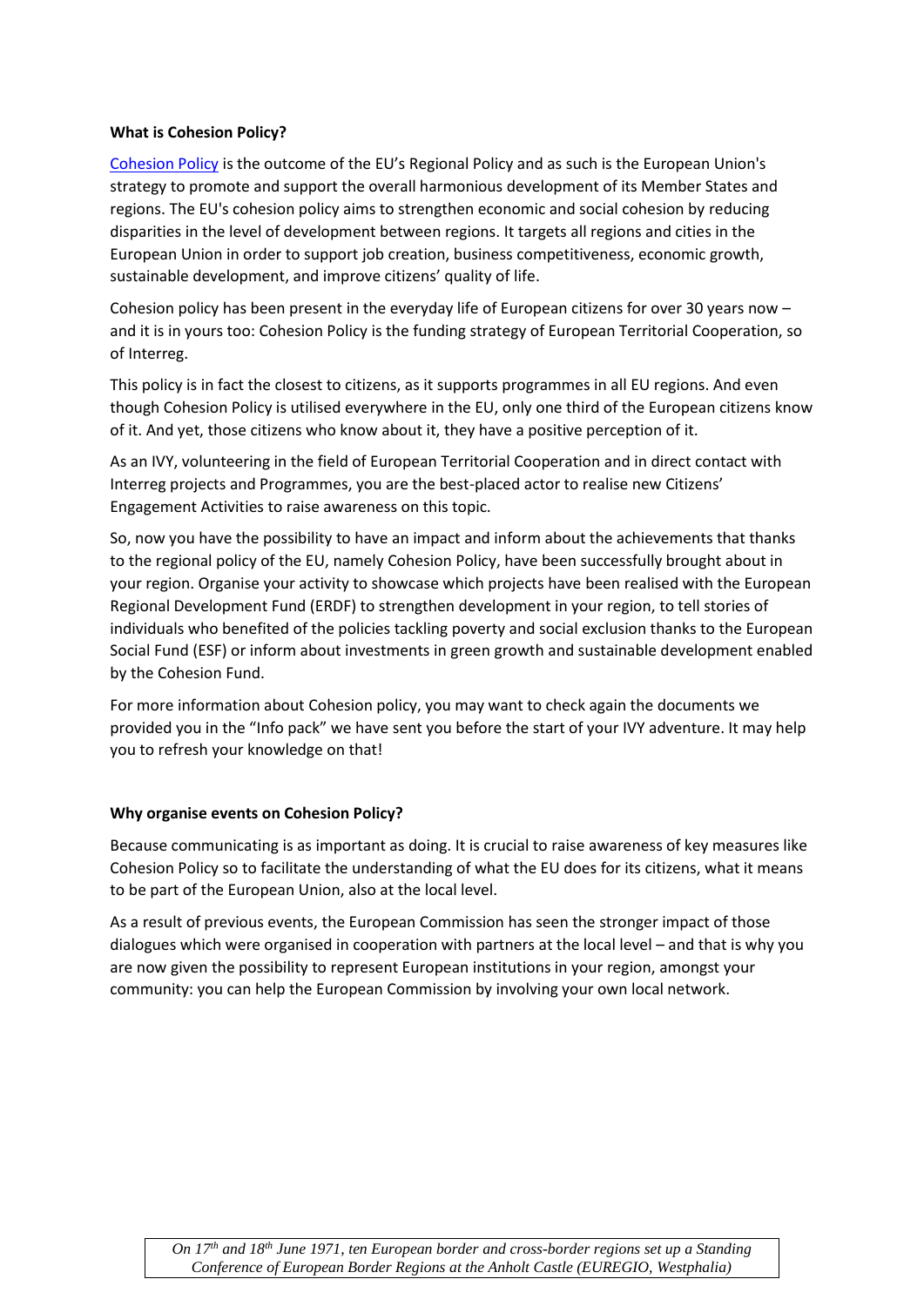**What is Cohesion Policy?**

[Cohesion Policy] is the outcome of the EU's Regional Policy and as such is the European Union's strategy to promote and support the overall harmonious development of its Member States and regions. The EU's cohesion policy aims to strengthen economic and social cohesion by reducing disparities in the level of development between regions. It targets all regions and cities in the European Union in order to support job creation, business competitiveness, economic growth, sustainable development, and improve citizens' quality of life.

Cohesion policy has been present in the everyday life of European citizens for over 30 years now – and it is in yours too: Cohesion Policy is the funding strategy of European Territorial Cooperation, so of Interreg.

This policy is in fact the closest to citizens, as it supports programmes in all EU regions. And even though Cohesion Policy is utilised everywhere in the EU, only one third of the European citizens know of it. And yet, those citizens who know about it, they have a positive perception of it.

As an IVY, volunteering in the field of European Territorial Cooperation and in direct contact with Interreg projects and Programmes, you are the best-placed actor to realise new Citizens' Engagement Activities to raise awareness on this topic.

So, now you have the possibility to have an impact and inform about the achievements that thanks to the regional policy of the EU, namely Cohesion Policy, have been successfully brought about in your region. Organise your activity to showcase which projects have been realised with the European Regional Development Fund (ERDF) to strengthen development in your region, to tell stories of individuals who benefited of the policies tackling poverty and social exclusion thanks to the European Social Fund (ESF) or inform about investments in green growth and sustainable development enabled by the Cohesion Fund.

For more information about Cohesion policy, you may want to check again the documents we provided you in the "Info pack" we have sent you before the start of your IVY adventure. It may help you to refresh your knowledge on that!

**Why organise events on Cohesion Policy?**

Because communicating is as important as doing. It is crucial to raise awareness of key measures like Cohesion Policy so to facilitate the understanding of what the EU does for its citizens, what it means to be part of the European Union, also at the local level.

As a result of previous events, the European Commission has seen the stronger impact of those dialogues which were organised in cooperation with partners at the local level – and that is why you are now given the possibility to represent European institutions in your region, amongst your community: you can help the European Commission by involving your own local network.

*On 17th and 18th June 1971, ten European border and cross-border regions set up a Standing Conference of European Border Regions at the Anholt Castle (EUREGIO, Westphalia)*